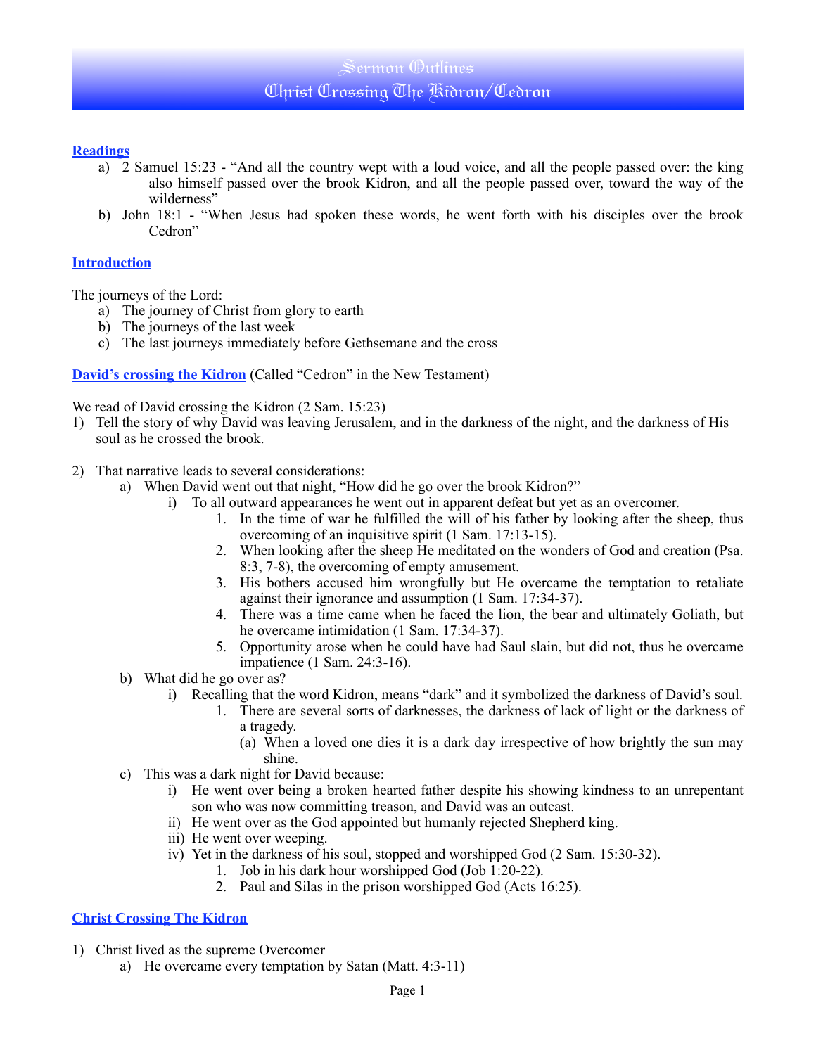# Sermon Outlines
# Christ Crossing The Kidron/Cedron

## Readings

a) 2 Samuel 15:23 - "And all the country wept with a loud voice, and all the people passed over: the king also himself passed over the brook Kidron, and all the people passed over, toward the way of the wilderness"

b) John 18:1 - "When Jesus had spoken these words, he went forth with his disciples over the brook Cedron"

## Introduction

The journeys of the Lord:

a) The journey of Christ from glory to earth
b) The journeys of the last week
c) The last journeys immediately before Gethsemane and the cross

## David's crossing the Kidron (Called "Cedron" in the New Testament)

We read of David crossing the Kidron (2 Sam. 15:23)

1) Tell the story of why David was leaving Jerusalem, and in the darkness of the night, and the darkness of His soul as he crossed the brook.

2) That narrative leads to several considerations:
   a) When David went out that night, "How did he go over the brook Kidron?"
      i) To all outward appearances he went out in apparent defeat but yet as an overcomer.
         1. In the time of war he fulfilled the will of his father by looking after the sheep, thus overcoming of an inquisitive spirit (1 Sam. 17:13-15).
         2. When looking after the sheep He meditated on the wonders of God and creation (Psa. 8:3, 7-8), the overcoming of empty amusement.
         3. His bothers accused him wrongfully but He overcame the temptation to retaliate against their ignorance and assumption (1 Sam. 17:34-37).
         4. There was a time came when he faced the lion, the bear and ultimately Goliath, but he overcame intimidation (1 Sam. 17:34-37).
         5. Opportunity arose when he could have had Saul slain, but did not, thus he overcame impatience (1 Sam. 24:3-16).
   b) What did he go over as?
      i) Recalling that the word Kidron, means "dark" and it symbolized the darkness of David's soul.
         1. There are several sorts of darknesses, the darkness of lack of light or the darkness of a tragedy.
            (a) When a loved one dies it is a dark day irrespective of how brightly the sun may shine.
   c) This was a dark night for David because:
      i) He went over being a broken hearted father despite his showing kindness to an unrepentant son who was now committing treason, and David was an outcast.
      ii) He went over as the God appointed but humanly rejected Shepherd king.
      iii) He went over weeping.
      iv) Yet in the darkness of his soul, stopped and worshipped God (2 Sam. 15:30-32).
         1. Job in his dark hour worshipped God (Job 1:20-22).
         2. Paul and Silas in the prison worshipped God (Acts 16:25).

## Christ Crossing The Kidron

1) Christ lived as the supreme Overcomer
   a) He overcame every temptation by Satan (Matt. 4:3-11)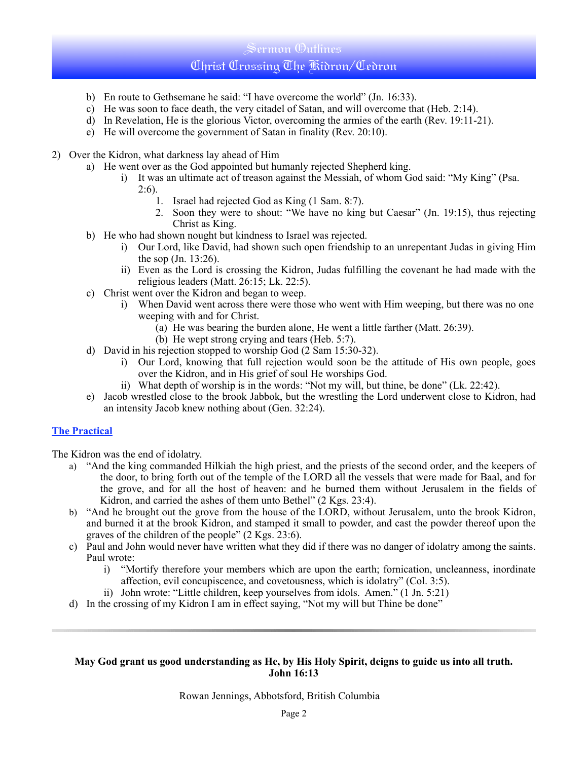b) En route to Gethsemane he said: “I have overcome the world” (Jn. 16:33).
c) He was soon to face death, the very citadel of Satan, and will overcome that (Heb. 2:14).
d) In Revelation, He is the glorious Victor, overcoming the armies of the earth (Rev. 19:11-21).
e) He will overcome the government of Satan in finality (Rev. 20:10).

2) Over the Kidron, what darkness lay ahead of Him
   a) He went over as the God appointed but humanly rejected Shepherd king.
      i) It was an ultimate act of treason against the Messiah, of whom God said: “My King” (Psa. 2:6).
         1. Israel had rejected God as King (1 Sam. 8:7).
         2. Soon they were to shout: “We have no king but Caesar” (Jn. 19:15), thus rejecting Christ as King.
   b) He who had shown nought but kindness to Israel was rejected.
      i) Our Lord, like David, had shown such open friendship to an unrepentant Judas in giving Him the sop (Jn. 13:26).
      ii) Even as the Lord is crossing the Kidron, Judas fulfilling the covenant he had made with the religious leaders (Matt. 26:15; Lk. 22:5).
   c) Christ went over the Kidron and began to weep.
      i) When David went across there were those who went with Him weeping, but there was no one weeping with and for Christ.
         (a) He was bearing the burden alone, He went a little farther (Matt. 26:39).
         (b) He wept strong crying and tears (Heb. 5:7).
   d) David in his rejection stopped to worship God (2 Sam 15:30-32).
      i) Our Lord, knowing that full rejection would soon be the attitude of His own people, goes over the Kidron, and in His grief of soul He worships God.
      ii) What depth of worship is in the words: “Not my will, but thine, be done” (Lk. 22:42).
   e) Jacob wrestled close to the brook Jabbok, but the wrestling the Lord underwent close to Kidron, had an intensity Jacob knew nothing about (Gen. 32:24).

## The Practical

The Kidron was the end of idolatry.

a) “And the king commanded Hilkiah the high priest, and the priests of the second order, and the keepers of the door, to bring forth out of the temple of the LORD all the vessels that were made for Baal, and for the grove, and for all the host of heaven: and he burned them without Jerusalem in the fields of Kidron, and carried the ashes of them unto Bethel” (2 Kgs. 23:4).
b) “And he brought out the grove from the house of the LORD, without Jerusalem, unto the brook Kidron, and burned it at the brook Kidron, and stamped it small to powder, and cast the powder thereof upon the graves of the children of the people” (2 Kgs. 23:6).
c) Paul and John would never have written what they did if there was no danger of idolatry among the saints. Paul wrote:
   i) “Mortify therefore your members which are upon the earth; fornication, uncleanness, inordinate affection, evil concupiscence, and covetousness, which is idolatry” (Col. 3:5).
   ii) John wrote: “Little children, keep yourselves from idols. Amen.” (1 Jn. 5:21)
d) In the crossing of my Kidron I am in effect saying, “Not my will but Thine be done”

---

**May God grant us good understanding as He, by His Holy Spirit, deigns to guide us into all truth.**
**John 16:13**

Rowan Jennings, Abbotsford, British Columbia